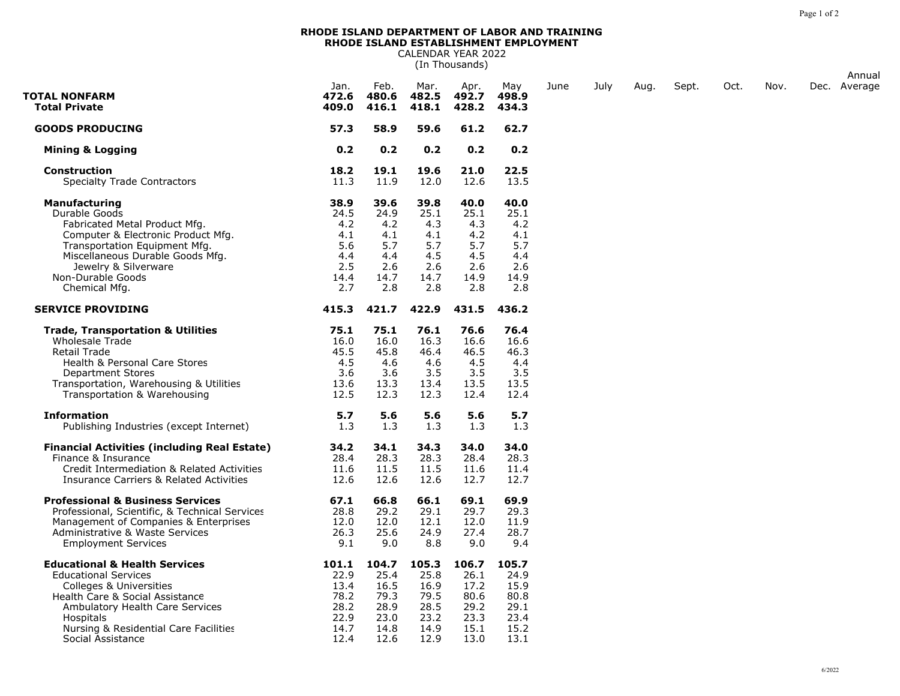**RHODE ISLAND DEPARTMENT OF LABOR AND TRAINING**
**RHODE ISLAND ESTABLISHMENT EMPLOYMENT**
CALENDAR YEAR 2022
(In Thousands)

| | Jan. | Feb. | Mar. | Apr. | May | June | July | Aug. | Sept. | Oct. | Nov. | Dec. | Annual Average |
|---|---|---|---|---|---|---|---|---|---|---|---|---|---|
| **TOTAL NONFARM** | **472.6** | **480.6** | **482.5** | **492.7** | **498.9** | | | | | | | | |
| **Total Private** | **409.0** | **416.1** | **418.1** | **428.2** | **434.3** | | | | | | | | |
| **GOODS PRODUCING** | **57.3** | **58.9** | **59.6** | **61.2** | **62.7** | | | | | | | | |
| **Mining & Logging** | **0.2** | **0.2** | **0.2** | **0.2** | **0.2** | | | | | | | | |
| **Construction** | **18.2** | **19.1** | **19.6** | **21.0** | **22.5** | | | | | | | | |
| Specialty Trade Contractors | 11.3 | 11.9 | 12.0 | 12.6 | 13.5 | | | | | | | | |
| **Manufacturing** | **38.9** | **39.6** | **39.8** | **40.0** | **40.0** | | | | | | | | |
| Durable Goods | 24.5 | 24.9 | 25.1 | 25.1 | 25.1 | | | | | | | | |
| Fabricated Metal Product Mfg. | 4.2 | 4.2 | 4.3 | 4.3 | 4.2 | | | | | | | | |
| Computer & Electronic Product Mfg. | 4.1 | 4.1 | 4.1 | 4.2 | 4.1 | | | | | | | | |
| Transportation Equipment Mfg. | 5.6 | 5.7 | 5.7 | 5.7 | 5.7 | | | | | | | | |
| Miscellaneous Durable Goods Mfg. | 4.4 | 4.4 | 4.5 | 4.5 | 4.4 | | | | | | | | |
| Jewelry & Silverware | 2.5 | 2.6 | 2.6 | 2.6 | 2.6 | | | | | | | | |
| Non-Durable Goods | 14.4 | 14.7 | 14.7 | 14.9 | 14.9 | | | | | | | | |
| Chemical Mfg. | 2.7 | 2.8 | 2.8 | 2.8 | 2.8 | | | | | | | | |
| **SERVICE PROVIDING** | **415.3** | **421.7** | **422.9** | **431.5** | **436.2** | | | | | | | | |
| **Trade, Transportation & Utilities** | **75.1** | **75.1** | **76.1** | **76.6** | **76.4** | | | | | | | | |
| Wholesale Trade | 16.0 | 16.0 | 16.3 | 16.6 | 16.6 | | | | | | | | |
| Retail Trade | 45.5 | 45.8 | 46.4 | 46.5 | 46.3 | | | | | | | | |
| Health & Personal Care Stores | 4.5 | 4.6 | 4.6 | 4.5 | 4.4 | | | | | | | | |
| Department Stores | 3.6 | 3.6 | 3.5 | 3.5 | 3.5 | | | | | | | | |
| Transportation, Warehousing & Utilities | 13.6 | 13.3 | 13.4 | 13.5 | 13.5 | | | | | | | | |
| Transportation & Warehousing | 12.5 | 12.3 | 12.3 | 12.4 | 12.4 | | | | | | | | |
| **Information** | **5.7** | **5.6** | **5.6** | **5.6** | **5.7** | | | | | | | | |
| Publishing Industries (except Internet) | 1.3 | 1.3 | 1.3 | 1.3 | 1.3 | | | | | | | | |
| **Financial Activities (including Real Estate)** | **34.2** | **34.1** | **34.3** | **34.0** | **34.0** | | | | | | | | |
| Finance & Insurance | 28.4 | 28.3 | 28.3 | 28.4 | 28.3 | | | | | | | | |
| Credit Intermediation & Related Activities | 11.6 | 11.5 | 11.5 | 11.6 | 11.4 | | | | | | | | |
| Insurance Carriers & Related Activities | 12.6 | 12.6 | 12.6 | 12.7 | 12.7 | | | | | | | | |
| **Professional & Business Services** | **67.1** | **66.8** | **66.1** | **69.1** | **69.9** | | | | | | | | |
| Professional, Scientific, & Technical Services | 28.8 | 29.2 | 29.1 | 29.7 | 29.3 | | | | | | | | |
| Management of Companies & Enterprises | 12.0 | 12.0 | 12.1 | 12.0 | 11.9 | | | | | | | | |
| Administrative & Waste Services | 26.3 | 25.6 | 24.9 | 27.4 | 28.7 | | | | | | | | |
| Employment Services | 9.1 | 9.0 | 8.8 | 9.0 | 9.4 | | | | | | | | |
| **Educational & Health Services** | **101.1** | **104.7** | **105.3** | **106.7** | **105.7** | | | | | | | | |
| Educational Services | 22.9 | 25.4 | 25.8 | 26.1 | 24.9 | | | | | | | | |
| Colleges & Universities | 13.4 | 16.5 | 16.9 | 17.2 | 15.9 | | | | | | | | |
| Health Care & Social Assistance | 78.2 | 79.3 | 79.5 | 80.6 | 80.8 | | | | | | | | |
| Ambulatory Health Care Services | 28.2 | 28.9 | 28.5 | 29.2 | 29.1 | | | | | | | | |
| Hospitals | 22.9 | 23.0 | 23.2 | 23.3 | 23.4 | | | | | | | | |
| Nursing & Residential Care Facilities | 14.7 | 14.8 | 14.9 | 15.1 | 15.2 | | | | | | | | |
| Social Assistance | 12.4 | 12.6 | 12.9 | 13.0 | 13.1 | | | | | | | | |

6/2022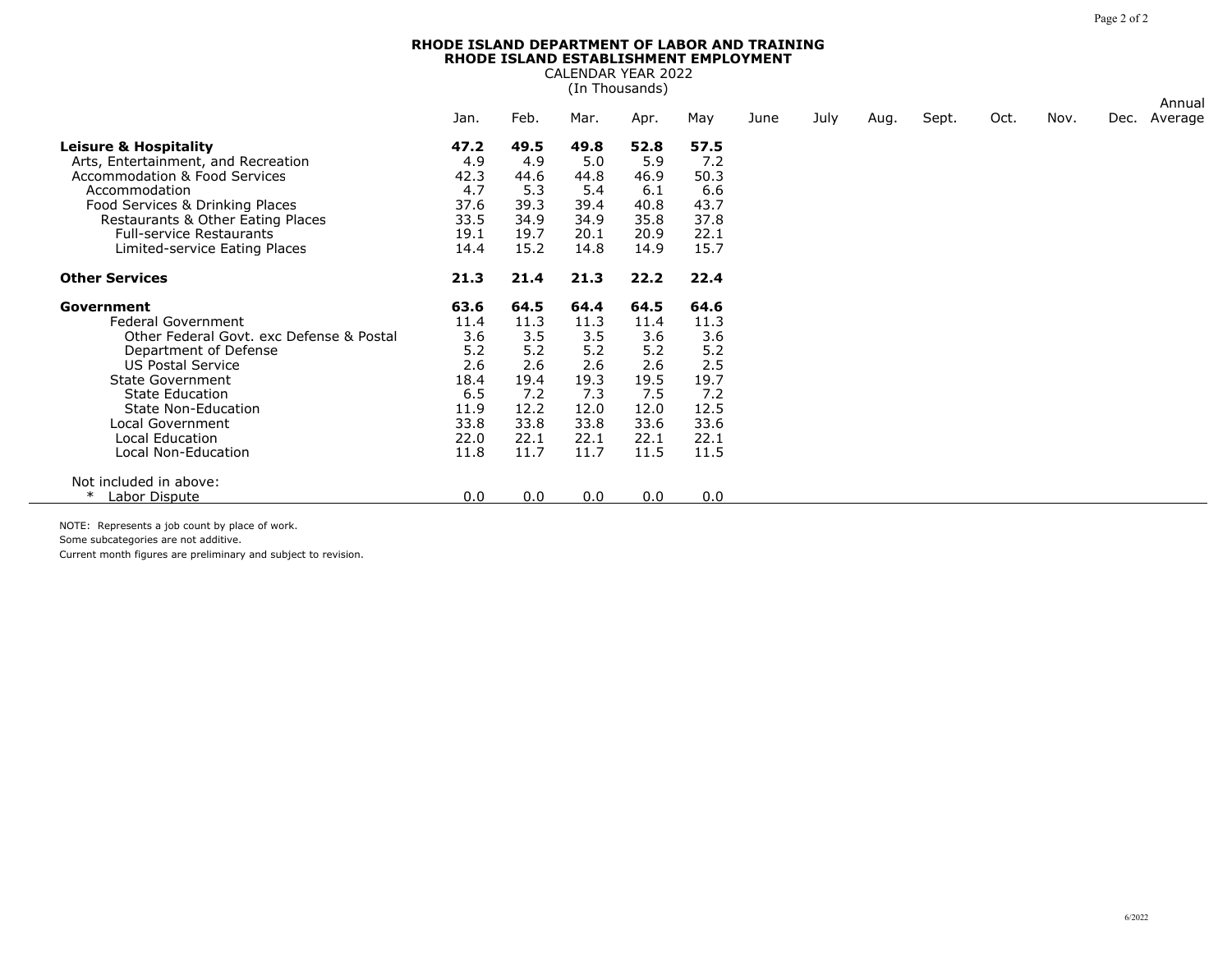**RHODE ISLAND DEPARTMENT OF LABOR AND TRAINING**
**RHODE ISLAND ESTABLISHMENT EMPLOYMENT**
CALENDAR YEAR 2022
(In Thousands)

| | Jan. | Feb. | Mar. | Apr. | May | June | July | Aug. | Sept. | Oct. | Nov. | Dec. | Annual Average |
|---|---|---|---|---|---|---|---|---|---|---|---|---|---|
| **Leisure & Hospitality** | **47.2** | **49.5** | **49.8** | **52.8** | **57.5** | | | | | | | | |
| Arts, Entertainment, and Recreation | 4.9 | 4.9 | 5.0 | 5.9 | 7.2 | | | | | | | | |
| Accommodation & Food Services | 42.3 | 44.6 | 44.8 | 46.9 | 50.3 | | | | | | | | |
| Accommodation | 4.7 | 5.3 | 5.4 | 6.1 | 6.6 | | | | | | | | |
| Food Services & Drinking Places | 37.6 | 39.3 | 39.4 | 40.8 | 43.7 | | | | | | | | |
| Restaurants & Other Eating Places | 33.5 | 34.9 | 34.9 | 35.8 | 37.8 | | | | | | | | |
| Full-service Restaurants | 19.1 | 19.7 | 20.1 | 20.9 | 22.1 | | | | | | | | |
| Limited-service Eating Places | 14.4 | 15.2 | 14.8 | 14.9 | 15.7 | | | | | | | | |
| **Other Services** | **21.3** | **21.4** | **21.3** | **22.2** | **22.4** | | | | | | | | |
| **Government** | **63.6** | **64.5** | **64.4** | **64.5** | **64.6** | | | | | | | | |
| Federal Government | 11.4 | 11.3 | 11.3 | 11.4 | 11.3 | | | | | | | | |
| Other Federal Govt. exc Defense & Postal | 3.6 | 3.5 | 3.5 | 3.6 | 3.6 | | | | | | | | |
| Department of Defense | 5.2 | 5.2 | 5.2 | 5.2 | 5.2 | | | | | | | | |
| US Postal Service | 2.6 | 2.6 | 2.6 | 2.6 | 2.5 | | | | | | | | |
| State Government | 18.4 | 19.4 | 19.3 | 19.5 | 19.7 | | | | | | | | |
| State Education | 6.5 | 7.2 | 7.3 | 7.5 | 7.2 | | | | | | | | |
| State Non-Education | 11.9 | 12.2 | 12.0 | 12.0 | 12.5 | | | | | | | | |
| Local Government | 33.8 | 33.8 | 33.8 | 33.6 | 33.6 | | | | | | | | |
| Local Education | 22.0 | 22.1 | 22.1 | 22.1 | 22.1 | | | | | | | | |
| Local Non-Education | 11.8 | 11.7 | 11.7 | 11.5 | 11.5 | | | | | | | | |
| Not included in above: | | | | | | | | | | | | | |
| * Labor Dispute | 0.0 | 0.0 | 0.0 | 0.0 | 0.0 | | | | | | | | |

NOTE: Represents a job count by place of work.
Some subcategories are not additive.
Current month figures are preliminary and subject to revision.

6/2022